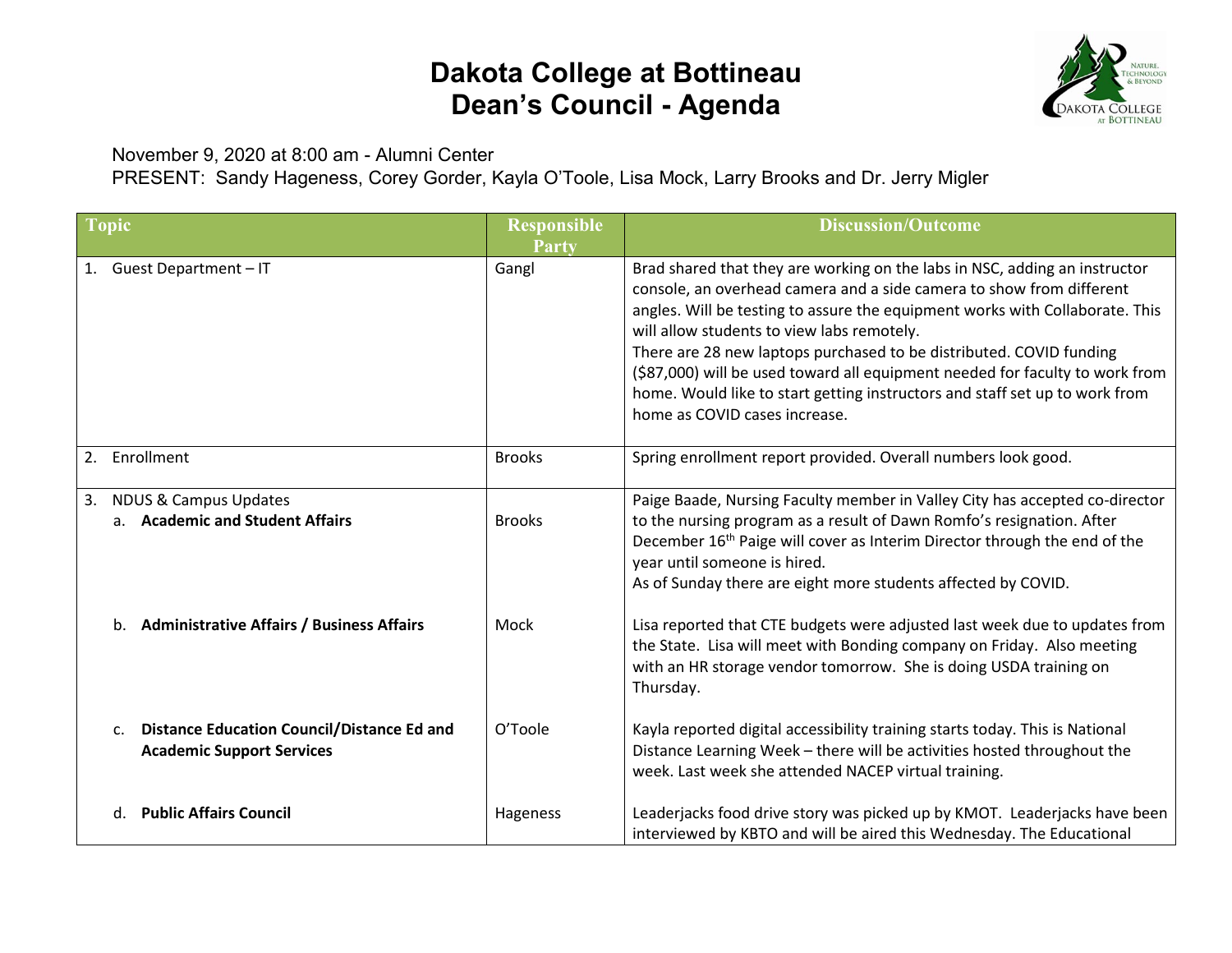# Dakota College at Bottineau
# Dean's Council - Agenda

November 9, 2020 at 8:00 am - Alumni Center
PRESENT: Sandy Hageness, Corey Gorder, Kayla O'Toole, Lisa Mock, Larry Brooks and Dr. Jerry Migler

| Topic | Responsible Party | Discussion/Outcome |
|---|---|---|
| 1. Guest Department – IT | Gangl | Brad shared that they are working on the labs in NSC, adding an instructor console, an overhead camera and a side camera to show from different angles. Will be testing to assure the equipment works with Collaborate. This will allow students to view labs remotely.<br>There are 28 new laptops purchased to be distributed. COVID funding ($87,000) will be used toward all equipment needed for faculty to work from home. Would like to start getting instructors and staff set up to work from home as COVID cases increase. |
| 2. Enrollment | Brooks | Spring enrollment report provided. Overall numbers look good. |
| 3. NDUS & Campus Updates<br>a. **Academic and Student Affairs** | Brooks | Paige Baade, Nursing Faculty member in Valley City has accepted co-director to the nursing program as a result of Dawn Romfo's resignation. After December 16th Paige will cover as Interim Director through the end of the year until someone is hired.<br>As of Sunday there are eight more students affected by COVID. |
| b. **Administrative Affairs / Business Affairs** | Mock | Lisa reported that CTE budgets were adjusted last week due to updates from the State. Lisa will meet with Bonding company on Friday. Also meeting with an HR storage vendor tomorrow. She is doing USDA training on Thursday. |
| c. **Distance Education Council/Distance Ed and Academic Support Services** | O'Toole | Kayla reported digital accessibility training starts today. This is National Distance Learning Week – there will be activities hosted throughout the week. Last week she attended NACEP virtual training. |
| d. **Public Affairs Council** | Hageness | Leaderjacks food drive story was picked up by KMOT. Leaderjacks have been interviewed by KBTO and will be aired this Wednesday. The Educational |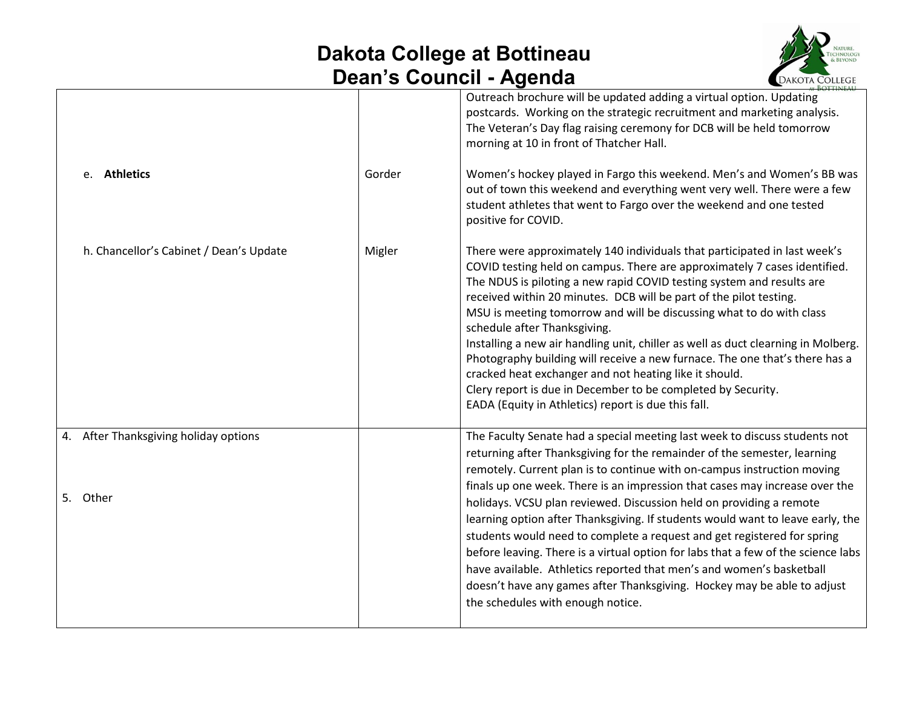# Dakota College at Bottineau
# Dean's Council - Agenda

| | | |
|---|---|---|
| | | Outreach brochure will be updated adding a virtual option. Updating postcards. Working on the strategic recruitment and marketing analysis. The Veteran's Day flag raising ceremony for DCB will be held tomorrow morning at 10 in front of Thatcher Hall. |
| e. **Athletics** | Gorder | Women's hockey played in Fargo this weekend. Men's and Women's BB was out of town this weekend and everything went very well. There were a few student athletes that went to Fargo over the weekend and one tested positive for COVID. |
| h. Chancellor's Cabinet / Dean's Update | Migler | There were approximately 140 individuals that participated in last week's COVID testing held on campus. There are approximately 7 cases identified. The NDUS is piloting a new rapid COVID testing system and results are received within 20 minutes. DCB will be part of the pilot testing.<br>MSU is meeting tomorrow and will be discussing what to do with class schedule after Thanksgiving.<br>Installing a new air handling unit, chiller as well as duct clearning in Molberg.<br>Photography building will receive a new furnace. The one that's there has a cracked heat exchanger and not heating like it should.<br>Clery report is due in December to be completed by Security.<br>EADA (Equity in Athletics) report is due this fall. |
| 4. After Thanksgiving holiday options<br><br>5. Other | | The Faculty Senate had a special meeting last week to discuss students not returning after Thanksgiving for the remainder of the semester, learning remotely. Current plan is to continue with on-campus instruction moving finals up one week. There is an impression that cases may increase over the holidays. VCSU plan reviewed. Discussion held on providing a remote learning option after Thanksgiving. If students would want to leave early, the students would need to complete a request and get registered for spring before leaving. There is a virtual option for labs that a few of the science labs have available. Athletics reported that men's and women's basketball doesn't have any games after Thanksgiving. Hockey may be able to adjust the schedules with enough notice. |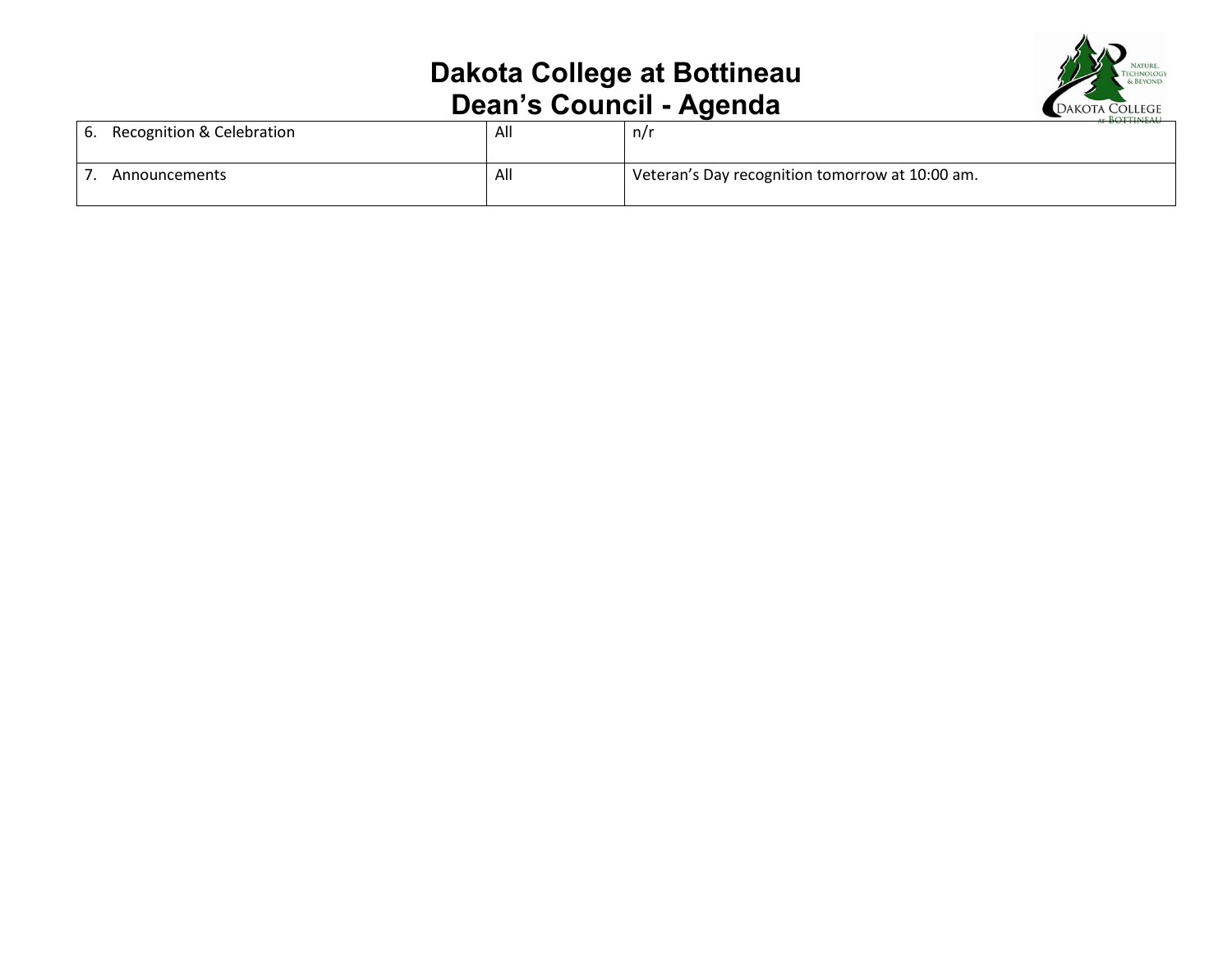# Dakota College at Bottineau
## Dean's Council - Agenda

| | | |
|---|---|---|
| 6. Recognition & Celebration | All | n/r |
| 7. Announcements | All | Veteran's Day recognition tomorrow at 10:00 am. |